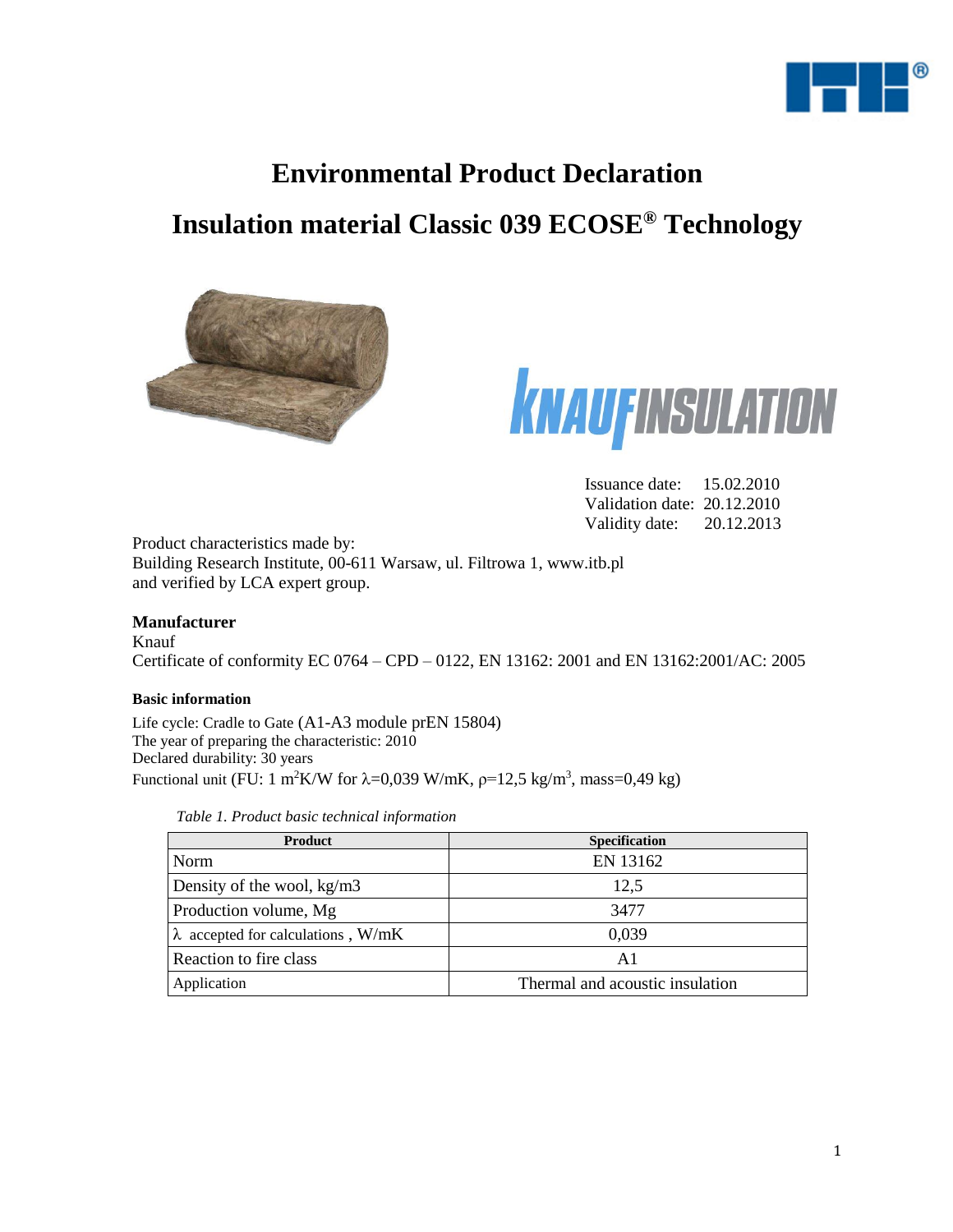# Environmental Product Declaration

# Insulation material Classic 039 ECOSE® Technology

Issuance date: 15.02.2010
Validation date: 20.12.2010
Validity date: 20.12.2013

Product characteristics made by:
Building Research Institute, 00-611 Warsaw, ul. Filtrowa 1, www.itb.pl
and verified by LCA expert group.

### Manufacturer

Knauf
Certificate of conformity EC 0764 – CPD – 0122, EN 13162: 2001 and EN 13162:2001/AC: 2005

#### Basic information

Life cycle: Cradle to Gate (A1-A3 module prEN 15804)
The year of preparing the characteristic: 2010
Declared durability: 30 years
Functional unit (FU: 1 $m^2K/W$ for $\lambda$=0,039 W/mK, $\rho$=12,5 $kg/m^3$, mass=0,49 kg)

*Table 1. Product basic technical information*

| Product | Specification |
| --- | --- |
| Norm | EN 13162 |
| Density of the wool, kg/m3 | 12,5 |
| Production volume, Mg | 3477 |
| $\lambda$ accepted for calculations , W/mK | 0,039 |
| Reaction to fire class | A1 |
| Application | Thermal and acoustic insulation |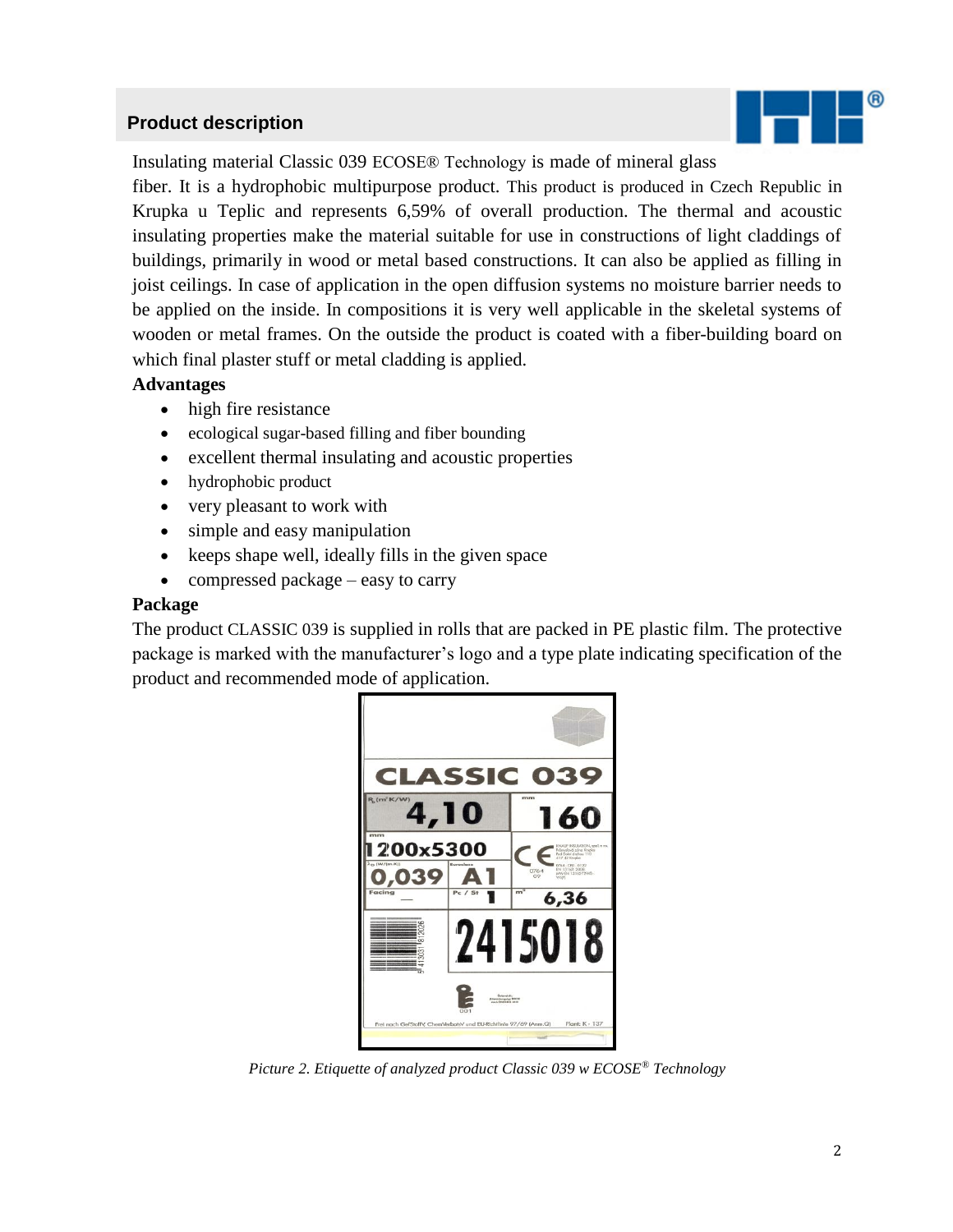## Product description

Insulating material Classic 039 ECOSE® Technology is made of mineral glass fiber. It is a hydrophobic multipurpose product. This product is produced in Czech Republic in Krupka u Teplic and represents 6,59% of overall production. The thermal and acoustic insulating properties make the material suitable for use in constructions of light claddings of buildings, primarily in wood or metal based constructions. It can also be applied as filling in joist ceilings. In case of application in the open diffusion systems no moisture barrier needs to be applied on the inside. In compositions it is very well applicable in the skeletal systems of wooden or metal frames. On the outside the product is coated with a fiber-building board on which final plaster stuff or metal cladding is applied.

**Advantages**

- high fire resistance
- ecological sugar-based filling and fiber bounding
- excellent thermal insulating and acoustic properties
- hydrophobic product
- very pleasant to work with
- simple and easy manipulation
- keeps shape well, ideally fills in the given space
- compressed package – easy to carry

**Package**

The product CLASSIC 039 is supplied in rolls that are packed in PE plastic film. The protective package is marked with the manufacturer's logo and a type plate indicating specification of the product and recommended mode of application.

*Picture 2. Etiquette of analyzed product Classic 039 w ECOSE® Technology*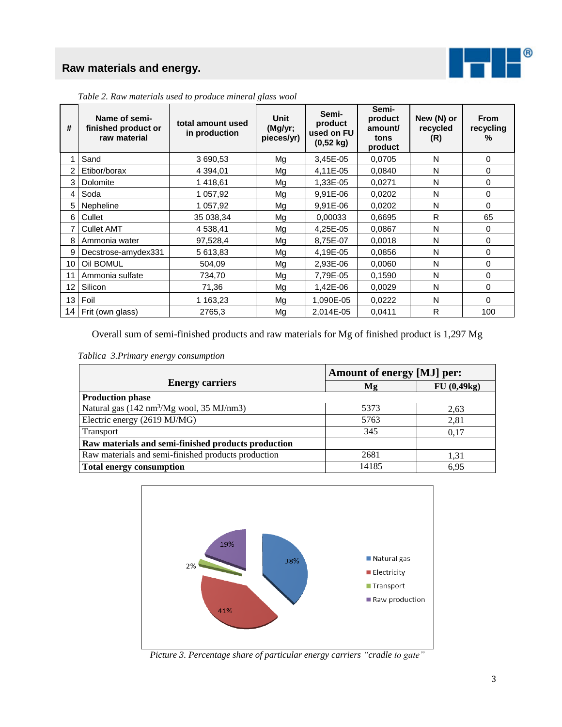## Raw materials and energy.

*Table 2. Raw materials used to produce mineral glass wool*

| # | Name of semi-finished product or raw material | total amount used in production | Unit (Mg/yr; pieces/yr) | Semi-product used on FU (0,52 kg) | Semi-product amount/ tons product | New (N) or recycled (R) | From recycling % |
|---|---|---|---|---|---|---|---|
| 1 | Sand | 3 690,53 | Mg | 3,45E-05 | 0,0705 | N | 0 |
| 2 | Etibor/borax | 4 394,01 | Mg | 4,11E-05 | 0,0840 | N | 0 |
| 3 | Dolomite | 1 418,61 | Mg | 1,33E-05 | 0,0271 | N | 0 |
| 4 | Soda | 1 057,92 | Mg | 9,91E-06 | 0,0202 | N | 0 |
| 5 | Nepheline | 1 057,92 | Mg | 9,91E-06 | 0,0202 | N | 0 |
| 6 | Cullet | 35 038,34 | Mg | 0,00033 | 0,6695 | R | 65 |
| 7 | Cullet AMT | 4 538,41 | Mg | 4,25E-05 | 0,0867 | N | 0 |
| 8 | Ammonia water | 97,528,4 | Mg | 8,75E-07 | 0,0018 | N | 0 |
| 9 | Decstrose-amydex331 | 5 613,83 | Mg | 4,19E-05 | 0,0856 | N | 0 |
| 10 | Oil BOMUL | 504,09 | Mg | 2,93E-06 | 0,0060 | N | 0 |
| 11 | Ammonia sulfate | 734,70 | Mg | 7,79E-05 | 0,1590 | N | 0 |
| 12 | Silicon | 71,36 | Mg | 1,42E-06 | 0,0029 | N | 0 |
| 13 | Foil | 1 163,23 | Mg | 1,090E-05 | 0,0222 | N | 0 |
| 14 | Frit (own glass) | 2765,3 | Mg | 2,014E-05 | 0,0411 | R | 100 |

Overall sum of semi-finished products and raw materials for Mg of finished product is 1,297 Mg

*Tablica 3.Primary energy consumption*

| Energy carriers | Amount of energy [MJ] per: | |
|---|---|---|
| | Mg | FU (0,49kg) |
| **Production phase** | | |
| Natural gas (142 nm³/Mg wool, 35 MJ/nm3) | 5373 | 2,63 |
| Electric energy (2619 MJ/MG) | 5763 | 2,81 |
| Transport | 345 | 0,17 |
| **Raw materials and semi-finished products production** | | |
| Raw materials and semi-finished products production | 2681 | 1,31 |
| **Total energy consumption** | 14185 | 6,95 |

*Picture 3. Percentage share of particular energy carriers "cradle to gate"*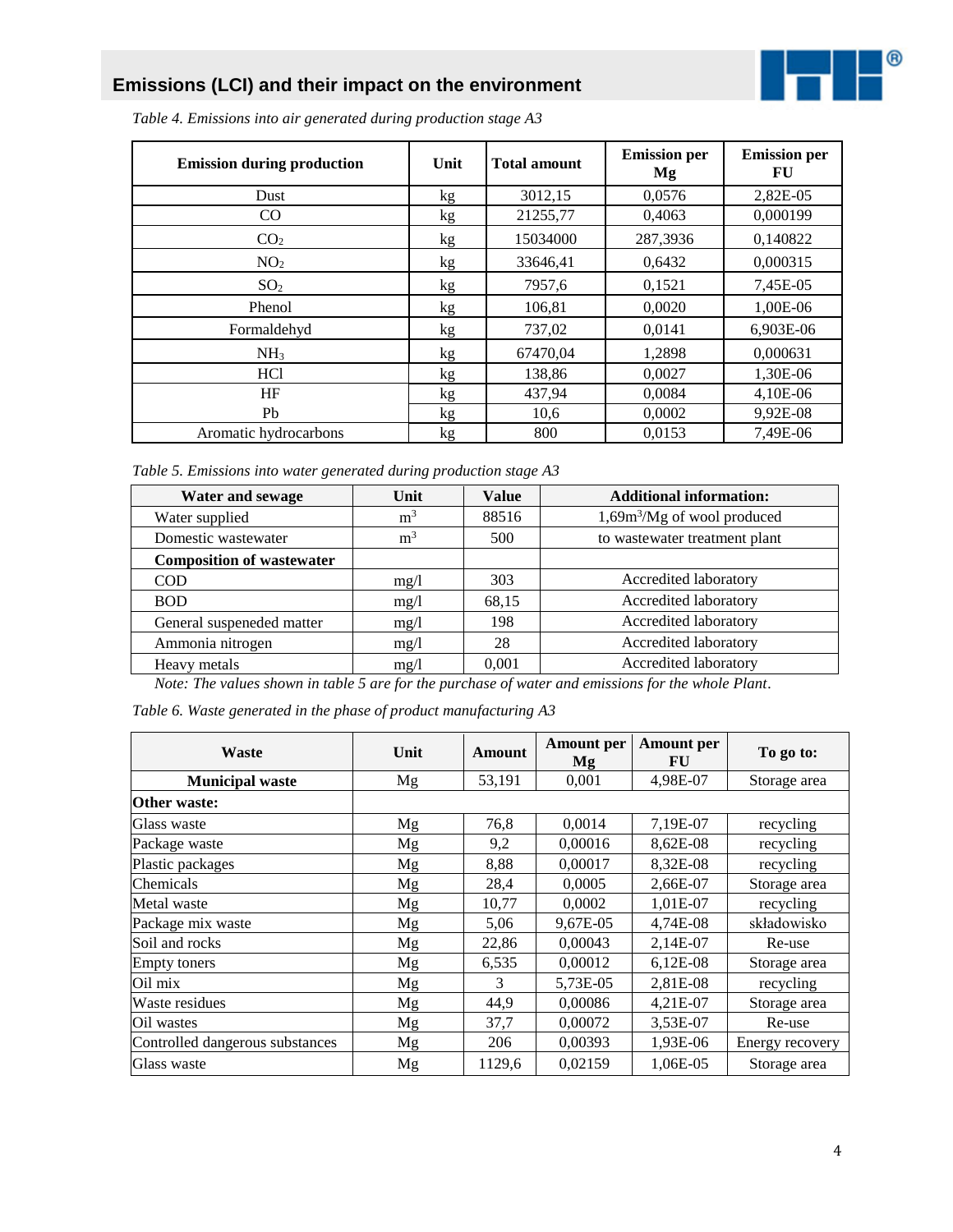## Emissions (LCI) and their impact on the environment

*Table 4. Emissions into air generated during production stage A3*

| Emission during production | Unit | Total amount | Emission per Mg | Emission per FU |
|---|---|---|---|---|
| Dust | kg | 3012,15 | 0,0576 | 2,82E-05 |
| CO | kg | 21255,77 | 0,4063 | 0,000199 |
| $CO_2$ | kg | 15034000 | 287,3936 | 0,140822 |
| $NO_2$ | kg | 33646,41 | 0,6432 | 0,000315 |
| $SO_2$ | kg | 7957,6 | 0,1521 | 7,45E-05 |
| Phenol | kg | 106,81 | 0,0020 | 1,00E-06 |
| Formaldehyd | kg | 737,02 | 0,0141 | 6,903E-06 |
| $NH_3$ | kg | 67470,04 | 1,2898 | 0,000631 |
| HCl | kg | 138,86 | 0,0027 | 1,30E-06 |
| HF | kg | 437,94 | 0,0084 | 4,10E-06 |
| Pb | kg | 10,6 | 0,0002 | 9,92E-08 |
| Aromatic hydrocarbons | kg | 800 | 0,0153 | 7,49E-06 |

*Table 5. Emissions into water generated during production stage A3*

| Water and sewage | Unit | Value | Additional information: |
|---|---|---|---|
| Water supplied | $m^3$ | 88516 | 1,69$m^3$/Mg of wool produced |
| Domestic wastewater | $m^3$ | 500 | to wastewater treatment plant |
| **Composition of wastewater** | | | |
| COD | mg/l | 303 | Accredited laboratory |
| BOD | mg/l | 68,15 | Accredited laboratory |
| General suspeneded matter | mg/l | 198 | Accredited laboratory |
| Ammonia nitrogen | mg/l | 28 | Accredited laboratory |
| Heavy metals | mg/l | 0,001 | Accredited laboratory |

*Note: The values shown in table 5 are for the purchase of water and emissions for the whole Plant*.

*Table 6. Waste generated in the phase of product manufacturing A3*

| Waste | Unit | Amount | Amount per Mg | Amount per FU | To go to: |
|---|---|---|---|---|---|
| **Municipal waste** | Mg | 53,191 | 0,001 | 4,98E-07 | Storage area |
| **Other waste:** | | | | | |
| Glass waste | Mg | 76,8 | 0,0014 | 7,19E-07 | recycling |
| Package waste | Mg | 9,2 | 0,00016 | 8,62E-08 | recycling |
| Plastic packages | Mg | 8,88 | 0,00017 | 8,32E-08 | recycling |
| Chemicals | Mg | 28,4 | 0,0005 | 2,66E-07 | Storage area |
| Metal waste | Mg | 10,77 | 0,0002 | 1,01E-07 | recycling |
| Package mix waste | Mg | 5,06 | 9,67E-05 | 4,74E-08 | składowisko |
| Soil and rocks | Mg | 22,86 | 0,00043 | 2,14E-07 | Re-use |
| Empty toners | Mg | 6,535 | 0,00012 | 6,12E-08 | Storage area |
| Oil mix | Mg | 3 | 5,73E-05 | 2,81E-08 | recycling |
| Waste residues | Mg | 44,9 | 0,00086 | 4,21E-07 | Storage area |
| Oil wastes | Mg | 37,7 | 0,00072 | 3,53E-07 | Re-use |
| Controlled dangerous substances | Mg | 206 | 0,00393 | 1,93E-06 | Energy recovery |
| Glass waste | Mg | 1129,6 | 0,02159 | 1,06E-05 | Storage area |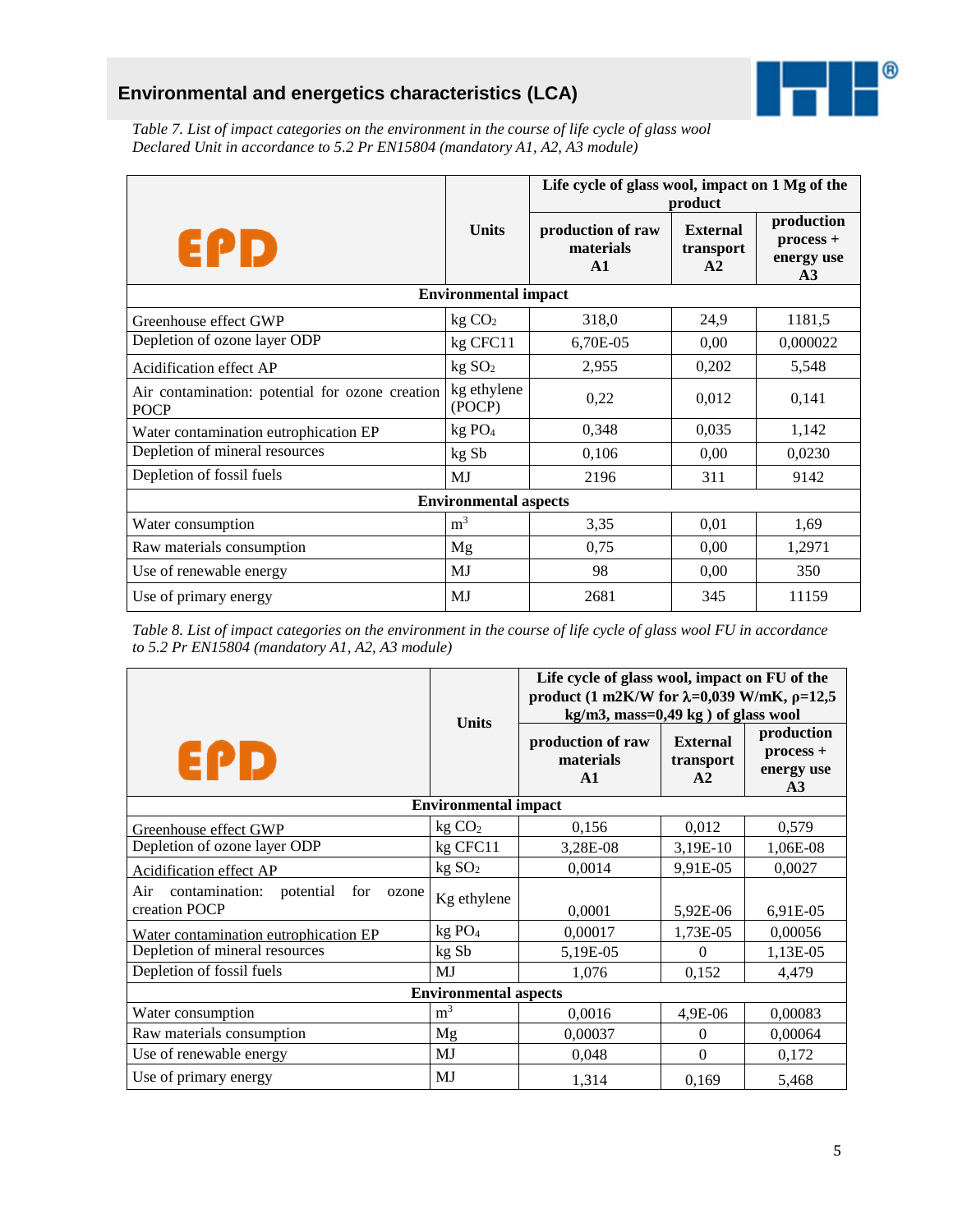## Environmental and energetics characteristics (LCA)

*Table 7. List of impact categories on the environment in the course of life cycle of glass wool Declared Unit in accordance to 5.2 Pr EN15804 (mandatory A1, A2, A3 module)*

| EPD | Units | Life cycle of glass wool, impact on 1 Mg of the product | | |
|---|---|---|---|---|
| | | **production of raw materials A1** | **External transport A2** | **production process + energy use A3** |
| **Environmental impact** | | | | |
| Greenhouse effect GWP | kg $CO_2$ | 318,0 | 24,9 | 1181,5 |
| Depletion of ozone layer ODP | kg CFC11 | 6,70E-05 | 0,00 | 0,000022 |
| Acidification effect AP | kg $SO_2$ | 2,955 | 0,202 | 5,548 |
| Air contamination: potential for ozone creation POCP | kg ethylene (POCP) | 0,22 | 0,012 | 0,141 |
| Water contamination eutrophication EP | kg $PO_4$ | 0,348 | 0,035 | 1,142 |
| Depletion of mineral resources | kg Sb | 0,106 | 0,00 | 0,0230 |
| Depletion of fossil fuels | MJ | 2196 | 311 | 9142 |
| **Environmental aspects** | | | | |
| Water consumption | $m^3$ | 3,35 | 0,01 | 1,69 |
| Raw materials consumption | Mg | 0,75 | 0,00 | 1,2971 |
| Use of renewable energy | MJ | 98 | 0,00 | 350 |
| Use of primary energy | MJ | 2681 | 345 | 11159 |

*Table 8. List of impact categories on the environment in the course of life cycle of glass wool FU in accordance to 5.2 Pr EN15804 (mandatory A1, A2, A3 module)*

| EPD | Units | Life cycle of glass wool, impact on FU of the product (1 m2K/W for $\lambda$=0,039 W/mK, $\rho$=12,5 kg/m3, mass=0,49 kg ) of glass wool | | |
|---|---|---|---|---|
| | | **production of raw materials A1** | **External transport A2** | **production process + energy use A3** |
| **Environmental impact** | | | | |
| Greenhouse effect GWP | kg $CO_2$ | 0,156 | 0,012 | 0,579 |
| Depletion of ozone layer ODP | kg CFC11 | 3,28E-08 | 3,19E-10 | 1,06E-08 |
| Acidification effect AP | kg $SO_2$ | 0,0014 | 9,91E-05 | 0,0027 |
| Air contamination: potential for ozone creation POCP | Kg ethylene | 0,0001 | 5,92E-06 | 6,91E-05 |
| Water contamination eutrophication EP | kg $PO_4$ | 0,00017 | 1,73E-05 | 0,00056 |
| Depletion of mineral resources | kg Sb | 5,19E-05 | 0 | 1,13E-05 |
| Depletion of fossil fuels | MJ | 1,076 | 0,152 | 4,479 |
| **Environmental aspects** | | | | |
| Water consumption | $m^3$ | 0,0016 | 4,9E-06 | 0,00083 |
| Raw materials consumption | Mg | 0,00037 | 0 | 0,00064 |
| Use of renewable energy | MJ | 0,048 | 0 | 0,172 |
| Use of primary energy | MJ | 1,314 | 0,169 | 5,468 |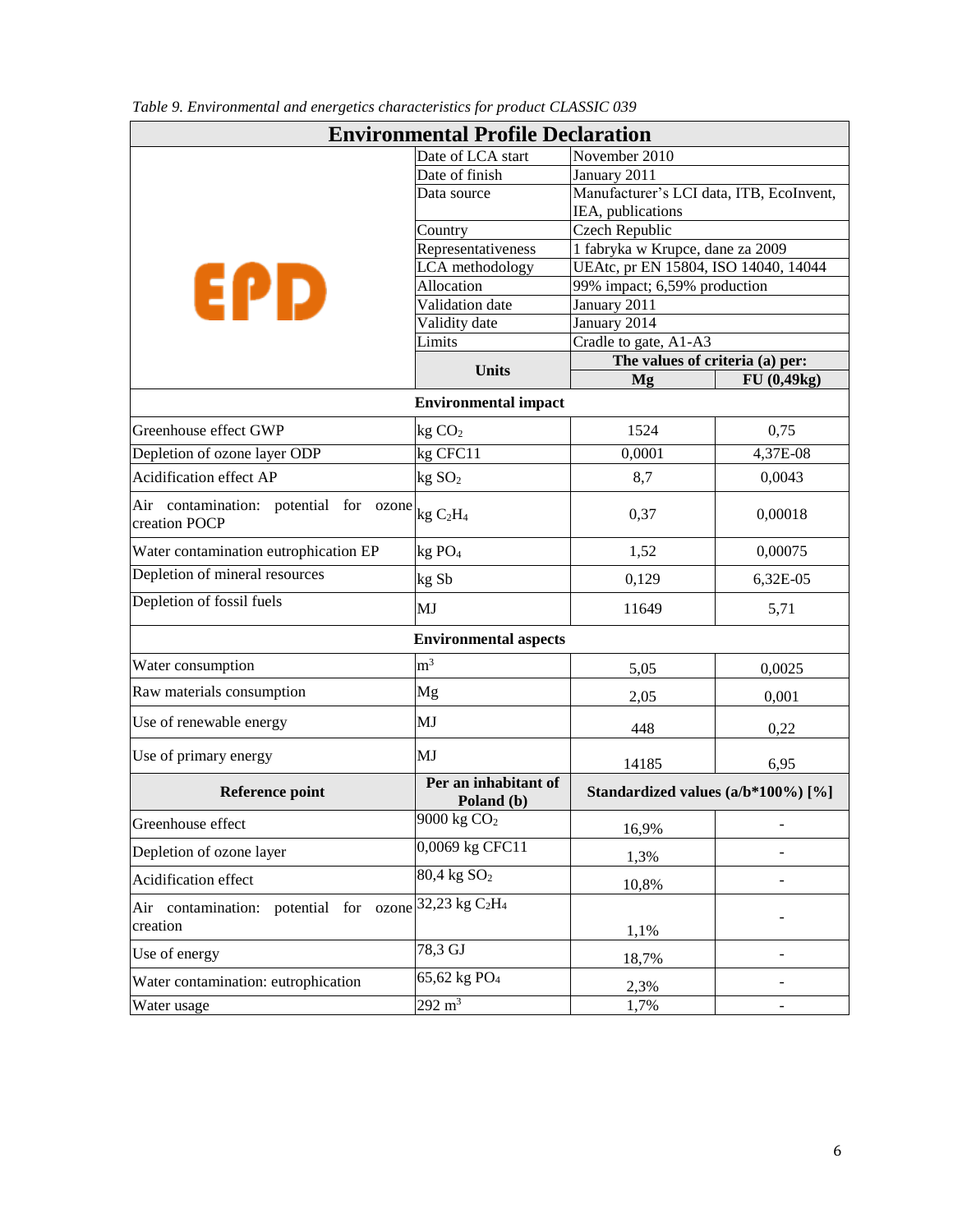*Table 9. Environmental and energetics characteristics for product CLASSIC 039*

| Environmental Profile Declaration | | | |
|---|---|---|---|
| EPD | Date of LCA start | November 2010 | |
| | Date of finish | January 2011 | |
| | Data source | Manufacturer's LCI data, ITB, EcoInvent, IEA, publications | |
| | Country | Czech Republic | |
| | Representativeness | 1 fabryka w Krupce, dane za 2009 | |
| | LCA methodology | UEAtc, pr EN 15804, ISO 14040, 14044 | |
| | Allocation | 99% impact; 6,59% production | |
| | Validation date | January 2011 | |
| | Validity date | January 2014 | |
| | Limits | Cradle to gate, A1-A3 | |
| | **Units** | **The values of criteria (a) per:** | |
| | | **Mg** | **FU (0,49kg)** |
| **Environmental impact** | | | |
| Greenhouse effect GWP | kg $CO_2$ | 1524 | 0,75 |
| Depletion of ozone layer ODP | kg CFC11 | 0,0001 | 4,37E-08 |
| Acidification effect AP | kg $SO_2$ | 8,7 | 0,0043 |
| Air contamination: potential for ozone creation POCP | kg $C_2H_4$ | 0,37 | 0,00018 |
| Water contamination eutrophication EP | kg $PO_4$ | 1,52 | 0,00075 |
| Depletion of mineral resources | kg Sb | 0,129 | 6,32E-05 |
| Depletion of fossil fuels | MJ | 11649 | 5,71 |
| **Environmental aspects** | | | |
| Water consumption | $m^3$ | 5,05 | 0,0025 |
| Raw materials consumption | Mg | 2,05 | 0,001 |
| Use of renewable energy | MJ | 448 | 0,22 |
| Use of primary energy | MJ | 14185 | 6,95 |
| **Reference point** | **Per an inhabitant of Poland (b)** | **Standardized values (a/b*100%) [%]** | |
| Greenhouse effect | 9000 kg $CO_2$ | 16,9% | - |
| Depletion of ozone layer | 0,0069 kg CFC11 | 1,3% | - |
| Acidification effect | 80,4 kg $SO_2$ | 10,8% | - |
| Air contamination: potential for ozone creation | 32,23 kg $C_2H_4$ | 1,1% | - |
| Use of energy | 78,3 GJ | 18,7% | - |
| Water contamination: eutrophication | 65,62 kg $PO_4$ | 2,3% | - |
| Water usage | 292 $m^3$ | 1,7% | - |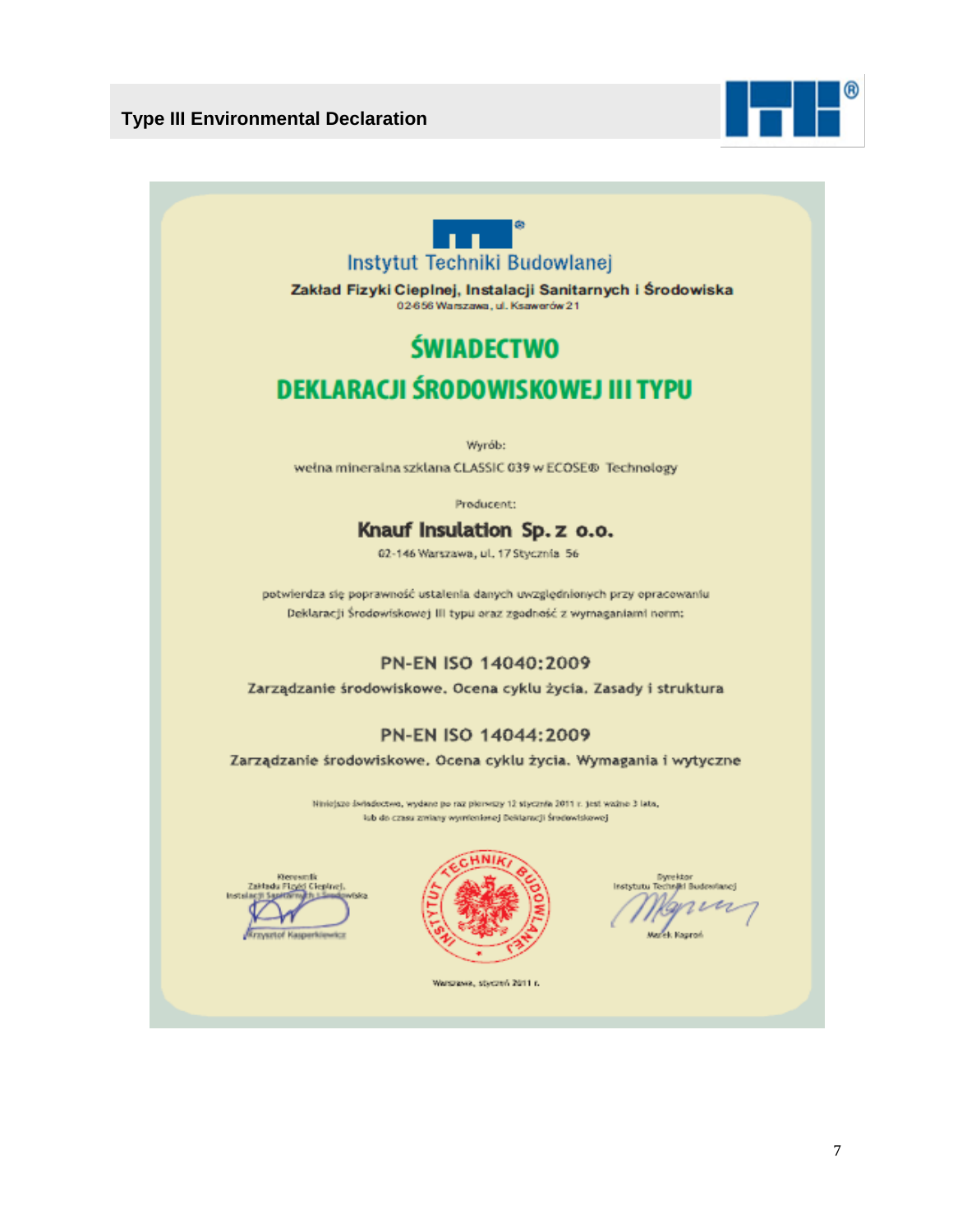# Type III Environmental Declaration

Instytut Techniki Budowlanej

**Zakład Fizyki Cieplnej, Instalacji Sanitarnych i Środowiska**

02-656 Warszawa, ul. Ksawerów 21

## ŚWIADECTWO

## DEKLARACJI ŚRODOWISKOWEJ III TYPU

Wyrób:

wełna mineralna szklana CLASSIC 039 w ECOSE® Technology

Producent:

**Knauf Insulation Sp. z o.o.**

02-146 Warszawa, ul. 17 Stycznia 56

potwierdza się poprawność ustalenia danych uwzględnionych przy opracowaniu Deklaracji Środowiskowej III typu oraz zgodność z wymaganiami norm:

**PN-EN ISO 14040:2009**

**Zarządzanie środowiskowe. Ocena cyklu życia. Zasady i struktura**

**PN-EN ISO 14044:2009**

**Zarządzanie środowiskowe. Ocena cyklu życia. Wymagania i wytyczne**

Niniejsze świadectwo, wydane po raz pierwszy 12 stycznia 2011 r. jest ważne 3 lata, lub do czasu zmiany wymienionej Deklaracji Środowiskowej

Kierownik
Zakładu Fizyki Cieplnej,
Instalacji Sanitarnych i Środowiska
Krzysztof Kasperkiewicz

INSTYTUT TECHNIKI BUDOWLANEJ

Dyrektor
Instytutu Techniki Budowlanej
Marek Kaproń

Warszawa, styczeń 2011 r.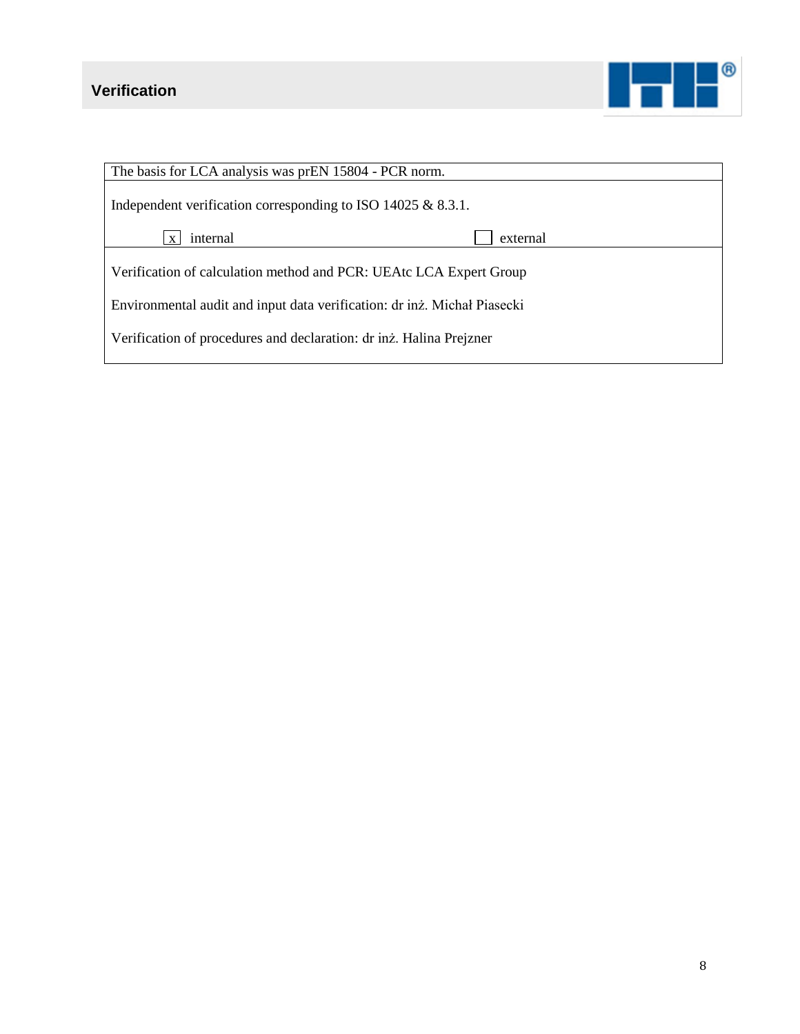## Verification

| |
|---|
| The basis for LCA analysis was prEN 15804 - PCR norm. |
| Independent verification corresponding to ISO 14025 & 8.3.1.<br>[x] internal [ ] external |
| Verification of calculation method and PCR: UEAtc LCA Expert Group<br>Environmental audit and input data verification: dr inż. Michał Piasecki<br>Verification of procedures and declaration: dr inż. Halina Prejzner |